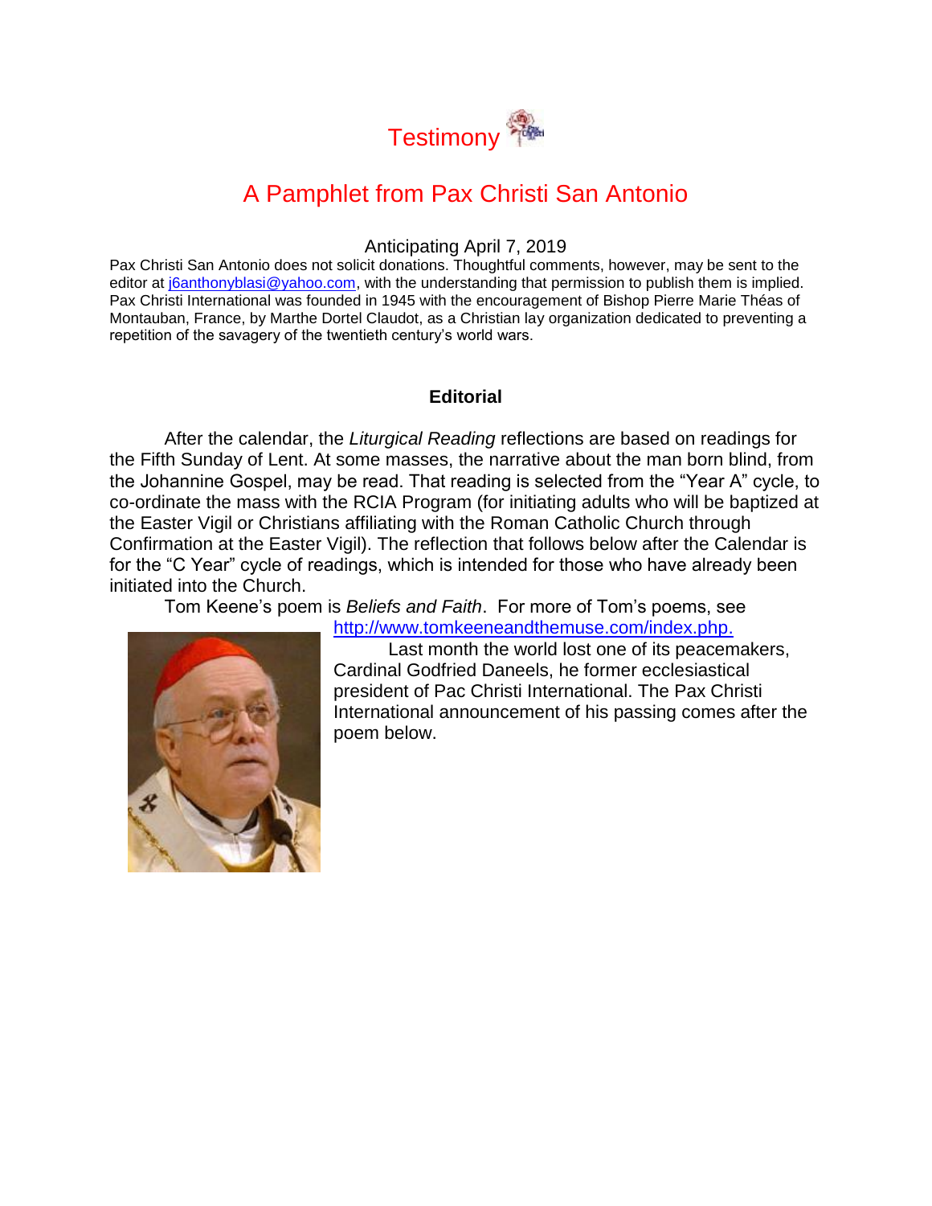# Testimony

## A Pamphlet from Pax Christi San Antonio

Anticipating April 7, 2019

Pax Christi San Antonio does not solicit donations. Thoughtful comments, however, may be sent to the editor at j6anthonyblasi@yahoo.com, with the understanding that permission to publish them is implied. Pax Christi International was founded in 1945 with the encouragement of Bishop Pierre Marie Théas of Montauban, France, by Marthe Dortel Claudot, as a Christian lay organization dedicated to preventing a repetition of the savagery of the twentieth century's world wars.

**Editorial**

After the calendar, the *Liturgical Reading* reflections are based on readings for the Fifth Sunday of Lent. At some masses, the narrative about the man born blind, from the Johannine Gospel, may be read. That reading is selected from the "Year A" cycle, to co-ordinate the mass with the RCIA Program (for initiating adults who will be baptized at the Easter Vigil or Christians affiliating with the Roman Catholic Church through Confirmation at the Easter Vigil). The reflection that follows below after the Calendar is for the "C Year" cycle of readings, which is intended for those who have already been initiated into the Church.

Tom Keene's poem is *Beliefs and Faith*. For more of Tom's poems, see http://www.tomkeeneandthemuse.com/index.php.

Last month the world lost one of its peacemakers, Cardinal Godfried Daneels, he former ecclesiastical president of Pac Christi International. The Pax Christi International announcement of his passing comes after the poem below.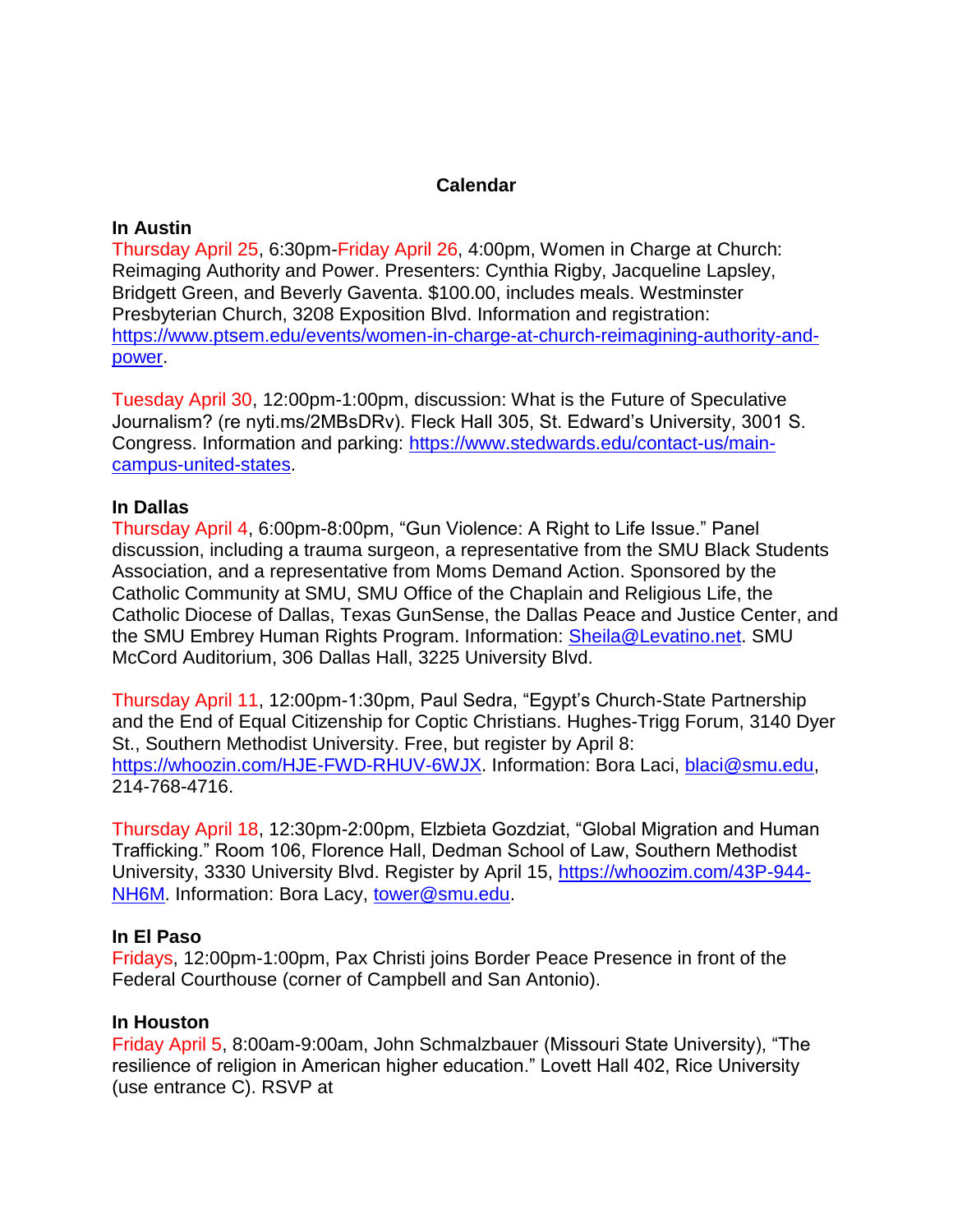## Calendar

**In Austin**

Thursday April 25, 6:30pm-Friday April 26, 4:00pm, Women in Charge at Church: Reimaging Authority and Power. Presenters: Cynthia Rigby, Jacqueline Lapsley, Bridgett Green, and Beverly Gaventa. $100.00, includes meals. Westminster Presbyterian Church, 3208 Exposition Blvd. Information and registration: https://www.ptsem.edu/events/women-in-charge-at-church-reimagining-authority-and-power.

Tuesday April 30, 12:00pm-1:00pm, discussion: What is the Future of Speculative Journalism? (re nyti.ms/2MBsDRv). Fleck Hall 305, St. Edward's University, 3001 S. Congress. Information and parking: https://www.stedwards.edu/contact-us/main-campus-united-states.

**In Dallas**

Thursday April 4, 6:00pm-8:00pm, "Gun Violence: A Right to Life Issue." Panel discussion, including a trauma surgeon, a representative from the SMU Black Students Association, and a representative from Moms Demand Action. Sponsored by the Catholic Community at SMU, SMU Office of the Chaplain and Religious Life, the Catholic Diocese of Dallas, Texas GunSense, the Dallas Peace and Justice Center, and the SMU Embrey Human Rights Program. Information: Sheila@Levatino.net. SMU McCord Auditorium, 306 Dallas Hall, 3225 University Blvd.

Thursday April 11, 12:00pm-1:30pm, Paul Sedra, "Egypt's Church-State Partnership and the End of Equal Citizenship for Coptic Christians. Hughes-Trigg Forum, 3140 Dyer St., Southern Methodist University. Free, but register by April 8: https://whoozin.com/HJE-FWD-RHUV-6WJX. Information: Bora Laci, blaci@smu.edu, 214-768-4716.

Thursday April 18, 12:30pm-2:00pm, Elzbieta Gozdziat, "Global Migration and Human Trafficking." Room 106, Florence Hall, Dedman School of Law, Southern Methodist University, 3330 University Blvd. Register by April 15, https://whoozim.com/43P-944-NH6M. Information: Bora Lacy, tower@smu.edu.

**In El Paso**

Fridays, 12:00pm-1:00pm, Pax Christi joins Border Peace Presence in front of the Federal Courthouse (corner of Campbell and San Antonio).

**In Houston**

Friday April 5, 8:00am-9:00am, John Schmalzbauer (Missouri State University), "The resilience of religion in American higher education." Lovett Hall 402, Rice University (use entrance C). RSVP at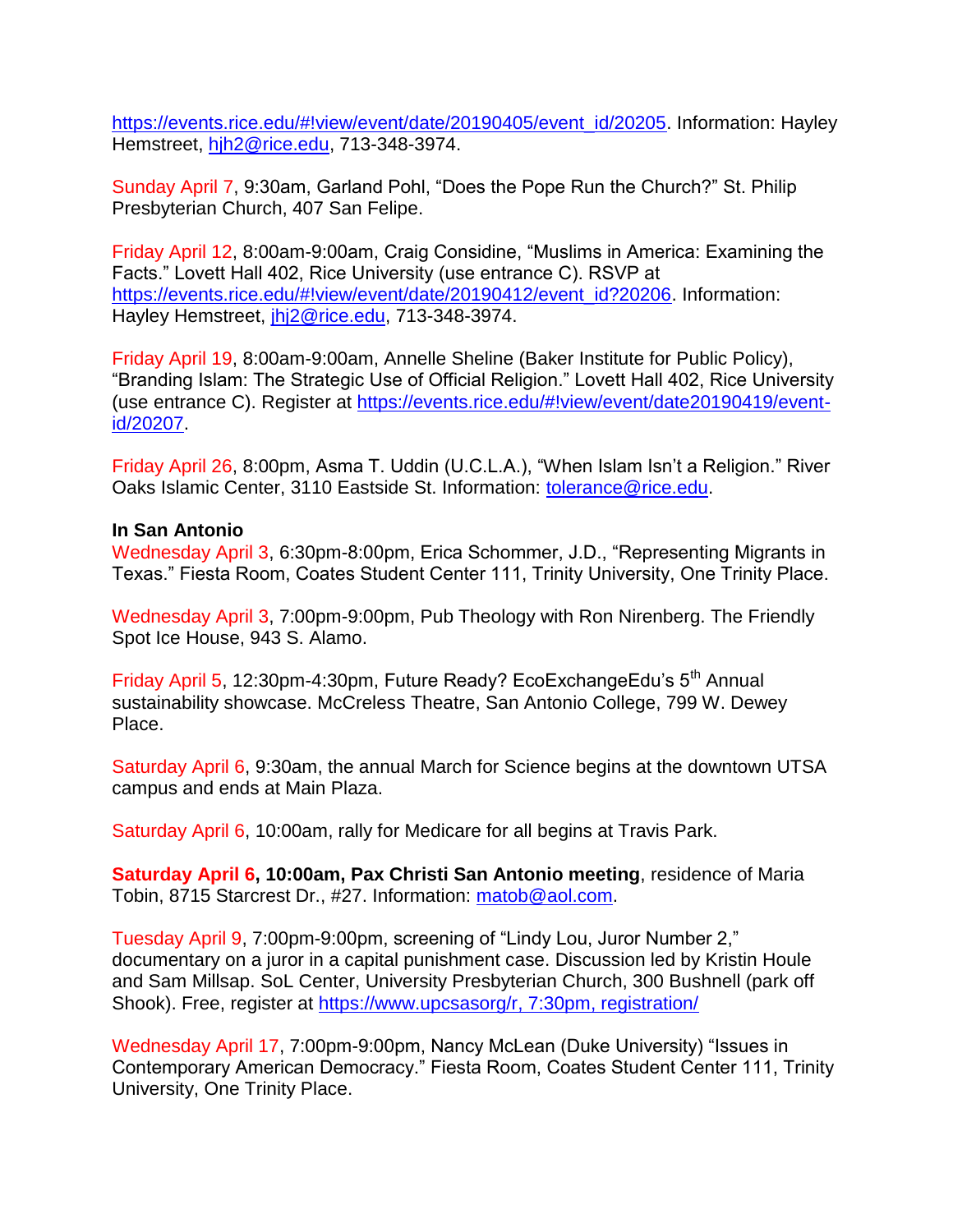https://events.rice.edu/#!view/event/date/20190405/event_id/20205. Information: Hayley Hemstreet, hjh2@rice.edu, 713-348-3974.

Sunday April 7, 9:30am, Garland Pohl, “Does the Pope Run the Church?” St. Philip Presbyterian Church, 407 San Felipe.

Friday April 12, 8:00am-9:00am, Craig Considine, “Muslims in America: Examining the Facts.” Lovett Hall 402, Rice University (use entrance C). RSVP at https://events.rice.edu/#!view/event/date/20190412/event_id?20206. Information: Hayley Hemstreet, jhj2@rice.edu, 713-348-3974.

Friday April 19, 8:00am-9:00am, Annelle Sheline (Baker Institute for Public Policy), “Branding Islam: The Strategic Use of Official Religion.” Lovett Hall 402, Rice University (use entrance C). Register at https://events.rice.edu/#!view/event/date20190419/event-id/20207.

Friday April 26, 8:00pm, Asma T. Uddin (U.C.L.A.), “When Islam Isn’t a Religion.” River Oaks Islamic Center, 3110 Eastside St. Information: tolerance@rice.edu.

**In San Antonio**

Wednesday April 3, 6:30pm-8:00pm, Erica Schommer, J.D., “Representing Migrants in Texas.” Fiesta Room, Coates Student Center 111, Trinity University, One Trinity Place.

Wednesday April 3, 7:00pm-9:00pm, Pub Theology with Ron Nirenberg. The Friendly Spot Ice House, 943 S. Alamo.

Friday April 5, 12:30pm-4:30pm, Future Ready? EcoExchangeEdu’s 5th Annual sustainability showcase. McCreless Theatre, San Antonio College, 799 W. Dewey Place.

Saturday April 6, 9:30am, the annual March for Science begins at the downtown UTSA campus and ends at Main Plaza.

Saturday April 6, 10:00am, rally for Medicare for all begins at Travis Park.

**Saturday April 6, 10:00am, Pax Christi San Antonio meeting**, residence of Maria Tobin, 8715 Starcrest Dr., #27. Information: matob@aol.com.

Tuesday April 9, 7:00pm-9:00pm, screening of “Lindy Lou, Juror Number 2,” documentary on a juror in a capital punishment case. Discussion led by Kristin Houle and Sam Millsap. SoL Center, University Presbyterian Church, 300 Bushnell (park off Shook). Free, register at https://www.upcsasorg/r, 7:30pm, registration/

Wednesday April 17, 7:00pm-9:00pm, Nancy McLean (Duke University) “Issues in Contemporary American Democracy.” Fiesta Room, Coates Student Center 111, Trinity University, One Trinity Place.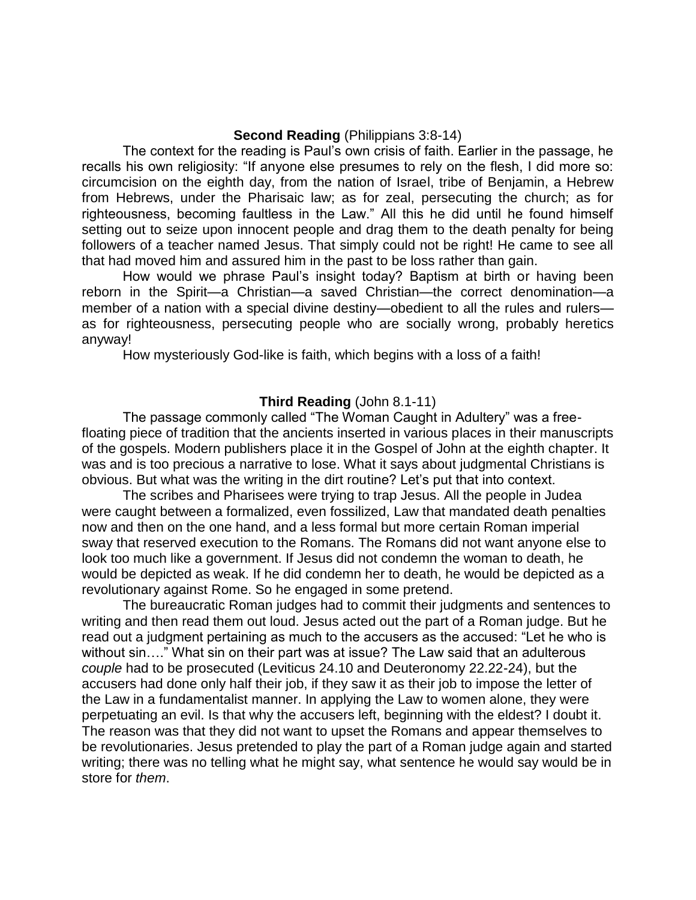**Second Reading** (Philippians 3:8-14)

The context for the reading is Paul's own crisis of faith. Earlier in the passage, he recalls his own religiosity: "If anyone else presumes to rely on the flesh, I did more so: circumcision on the eighth day, from the nation of Israel, tribe of Benjamin, a Hebrew from Hebrews, under the Pharisaic law; as for zeal, persecuting the church; as for righteousness, becoming faultless in the Law." All this he did until he found himself setting out to seize upon innocent people and drag them to the death penalty for being followers of a teacher named Jesus. That simply could not be right! He came to see all that had moved him and assured him in the past to be loss rather than gain.

How would we phrase Paul's insight today? Baptism at birth or having been reborn in the Spirit—a Christian—a saved Christian—the correct denomination—a member of a nation with a special divine destiny—obedient to all the rules and rulers—as for righteousness, persecuting people who are socially wrong, probably heretics anyway!

How mysteriously God-like is faith, which begins with a loss of a faith!

**Third Reading** (John 8.1-11)

The passage commonly called "The Woman Caught in Adultery" was a free-floating piece of tradition that the ancients inserted in various places in their manuscripts of the gospels. Modern publishers place it in the Gospel of John at the eighth chapter. It was and is too precious a narrative to lose. What it says about judgmental Christians is obvious. But what was the writing in the dirt routine? Let's put that into context.

The scribes and Pharisees were trying to trap Jesus. All the people in Judea were caught between a formalized, even fossilized, Law that mandated death penalties now and then on the one hand, and a less formal but more certain Roman imperial sway that reserved execution to the Romans. The Romans did not want anyone else to look too much like a government. If Jesus did not condemn the woman to death, he would be depicted as weak. If he did condemn her to death, he would be depicted as a revolutionary against Rome. So he engaged in some pretend.

The bureaucratic Roman judges had to commit their judgments and sentences to writing and then read them out loud. Jesus acted out the part of a Roman judge. But he read out a judgment pertaining as much to the accusers as the accused: "Let he who is without sin…." What sin on their part was at issue? The Law said that an adulterous *couple* had to be prosecuted (Leviticus 24.10 and Deuteronomy 22.22-24), but the accusers had done only half their job, if they saw it as their job to impose the letter of the Law in a fundamentalist manner. In applying the Law to women alone, they were perpetuating an evil. Is that why the accusers left, beginning with the eldest? I doubt it. The reason was that they did not want to upset the Romans and appear themselves to be revolutionaries. Jesus pretended to play the part of a Roman judge again and started writing; there was no telling what he might say, what sentence he would say would be in store for *them*.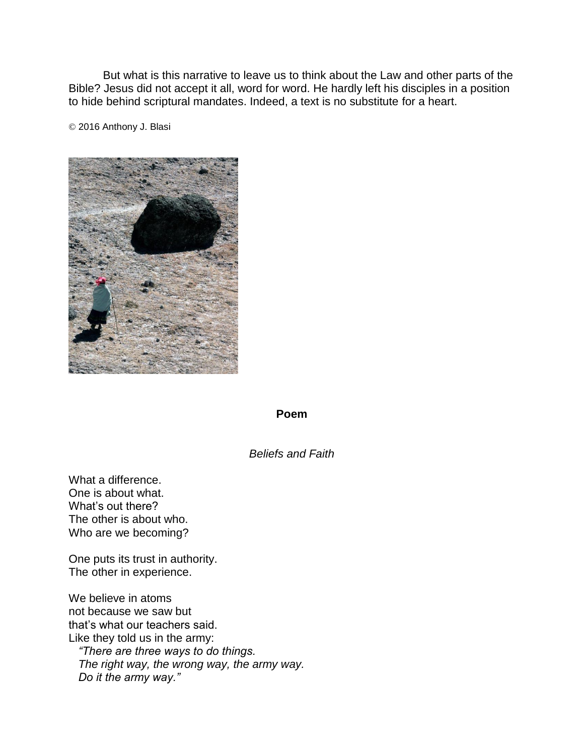But what is this narrative to leave us to think about the Law and other parts of the Bible? Jesus did not accept it all, word for word. He hardly left his disciples in a position to hide behind scriptural mandates. Indeed, a text is no substitute for a heart.

© 2016 Anthony J. Blasi

## Poem

### *Beliefs and Faith*

What a difference.  
One is about what.  
What's out there?  
The other is about who.  
Who are we becoming?

One puts its trust in authority.  
The other in experience.

We believe in atoms  
not because we saw but  
that's what our teachers said.  
Like they told us in the army:  
*"There are three ways to do things.*  
*The right way, the wrong way, the army way.*  
*Do it the army way."*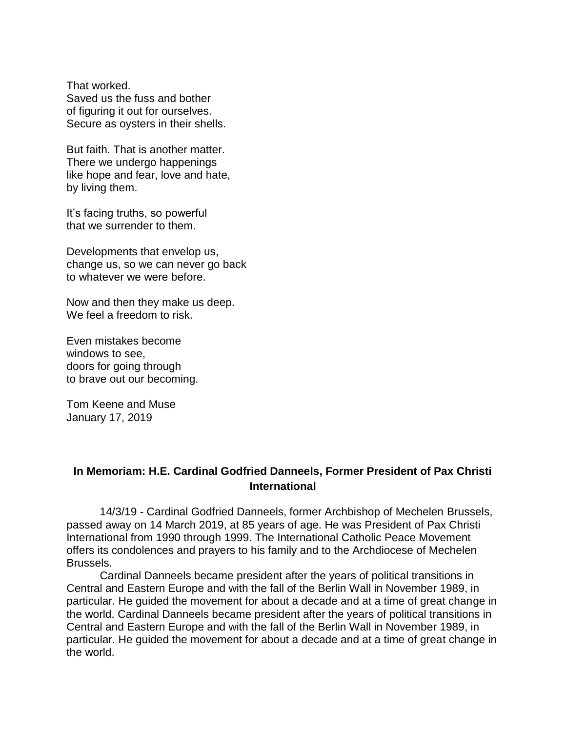That worked.
Saved us the fuss and bother
of figuring it out for ourselves.
Secure as oysters in their shells.

But faith. That is another matter.
There we undergo happenings
like hope and fear, love and hate,
by living them.

It's facing truths, so powerful
that we surrender to them.

Developments that envelop us,
change us, so we can never go back
to whatever we were before.

Now and then they make us deep.
We feel a freedom to risk.

Even mistakes become
windows to see,
doors for going through
to brave out our becoming.

Tom Keene and Muse
January 17, 2019

## In Memoriam: H.E. Cardinal Godfried Danneels, Former President of Pax Christi International

14/3/19 - Cardinal Godfried Danneels, former Archbishop of Mechelen Brussels, passed away on 14 March 2019, at 85 years of age. He was President of Pax Christi International from 1990 through 1999. The International Catholic Peace Movement offers its condolences and prayers to his family and to the Archdiocese of Mechelen Brussels.

Cardinal Danneels became president after the years of political transitions in Central and Eastern Europe and with the fall of the Berlin Wall in November 1989, in particular. He guided the movement for about a decade and at a time of great change in the world. Cardinal Danneels became president after the years of political transitions in Central and Eastern Europe and with the fall of the Berlin Wall in November 1989, in particular. He guided the movement for about a decade and at a time of great change in the world.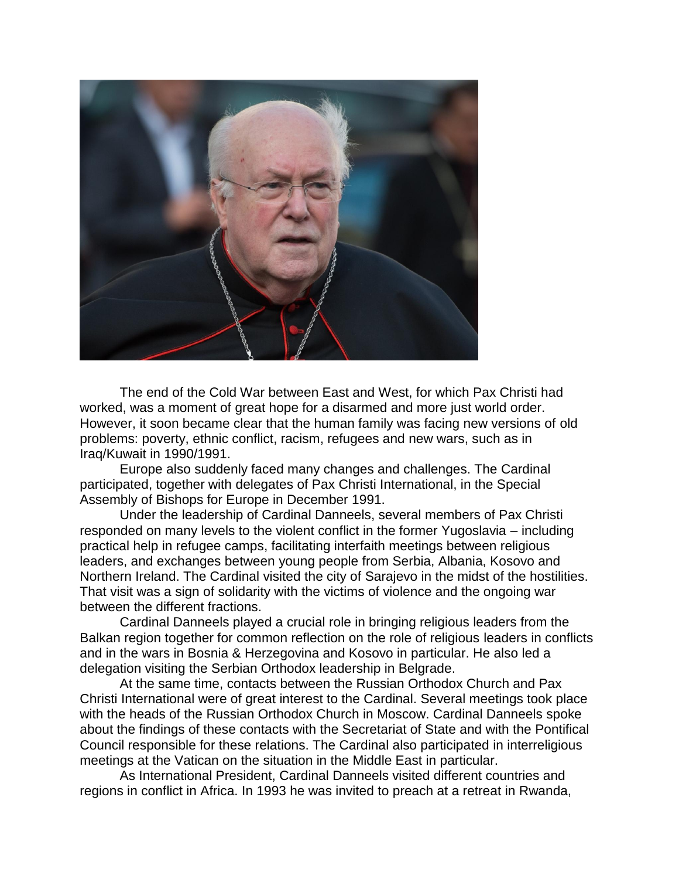The end of the Cold War between East and West, for which Pax Christi had worked, was a moment of great hope for a disarmed and more just world order. However, it soon became clear that the human family was facing new versions of old problems: poverty, ethnic conflict, racism, refugees and new wars, such as in Iraq/Kuwait in 1990/1991.

Europe also suddenly faced many changes and challenges. The Cardinal participated, together with delegates of Pax Christi International, in the Special Assembly of Bishops for Europe in December 1991.

Under the leadership of Cardinal Danneels, several members of Pax Christi responded on many levels to the violent conflict in the former Yugoslavia – including practical help in refugee camps, facilitating interfaith meetings between religious leaders, and exchanges between young people from Serbia, Albania, Kosovo and Northern Ireland. The Cardinal visited the city of Sarajevo in the midst of the hostilities. That visit was a sign of solidarity with the victims of violence and the ongoing war between the different fractions.

Cardinal Danneels played a crucial role in bringing religious leaders from the Balkan region together for common reflection on the role of religious leaders in conflicts and in the wars in Bosnia & Herzegovina and Kosovo in particular. He also led a delegation visiting the Serbian Orthodox leadership in Belgrade.

At the same time, contacts between the Russian Orthodox Church and Pax Christi International were of great interest to the Cardinal. Several meetings took place with the heads of the Russian Orthodox Church in Moscow. Cardinal Danneels spoke about the findings of these contacts with the Secretariat of State and with the Pontifical Council responsible for these relations. The Cardinal also participated in interreligious meetings at the Vatican on the situation in the Middle East in particular.

As International President, Cardinal Danneels visited different countries and regions in conflict in Africa. In 1993 he was invited to preach at a retreat in Rwanda,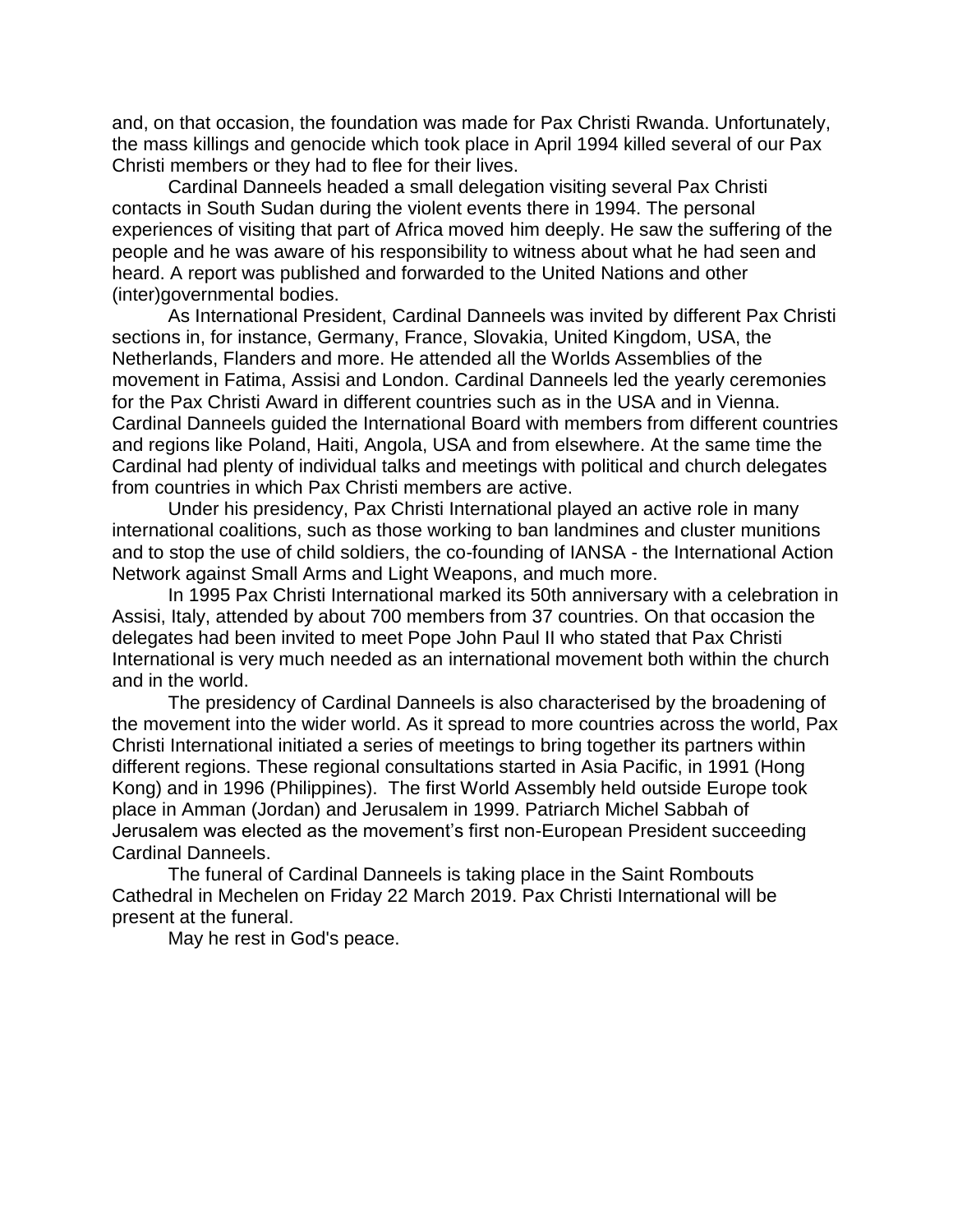and, on that occasion, the foundation was made for Pax Christi Rwanda. Unfortunately, the mass killings and genocide which took place in April 1994 killed several of our Pax Christi members or they had to flee for their lives.

Cardinal Danneels headed a small delegation visiting several Pax Christi contacts in South Sudan during the violent events there in 1994. The personal experiences of visiting that part of Africa moved him deeply. He saw the suffering of the people and he was aware of his responsibility to witness about what he had seen and heard. A report was published and forwarded to the United Nations and other (inter)governmental bodies.

As International President, Cardinal Danneels was invited by different Pax Christi sections in, for instance, Germany, France, Slovakia, United Kingdom, USA, the Netherlands, Flanders and more. He attended all the Worlds Assemblies of the movement in Fatima, Assisi and London. Cardinal Danneels led the yearly ceremonies for the Pax Christi Award in different countries such as in the USA and in Vienna. Cardinal Danneels guided the International Board with members from different countries and regions like Poland, Haiti, Angola, USA and from elsewhere. At the same time the Cardinal had plenty of individual talks and meetings with political and church delegates from countries in which Pax Christi members are active.

Under his presidency, Pax Christi International played an active role in many international coalitions, such as those working to ban landmines and cluster munitions and to stop the use of child soldiers, the co-founding of IANSA - the International Action Network against Small Arms and Light Weapons, and much more.

In 1995 Pax Christi International marked its 50th anniversary with a celebration in Assisi, Italy, attended by about 700 members from 37 countries. On that occasion the delegates had been invited to meet Pope John Paul II who stated that Pax Christi International is very much needed as an international movement both within the church and in the world.

The presidency of Cardinal Danneels is also characterised by the broadening of the movement into the wider world. As it spread to more countries across the world, Pax Christi International initiated a series of meetings to bring together its partners within different regions. These regional consultations started in Asia Pacific, in 1991 (Hong Kong) and in 1996 (Philippines). The first World Assembly held outside Europe took place in Amman (Jordan) and Jerusalem in 1999. Patriarch Michel Sabbah of Jerusalem was elected as the movement's first non-European President succeeding Cardinal Danneels.

The funeral of Cardinal Danneels is taking place in the Saint Rombouts Cathedral in Mechelen on Friday 22 March 2019. Pax Christi International will be present at the funeral.

May he rest in God's peace.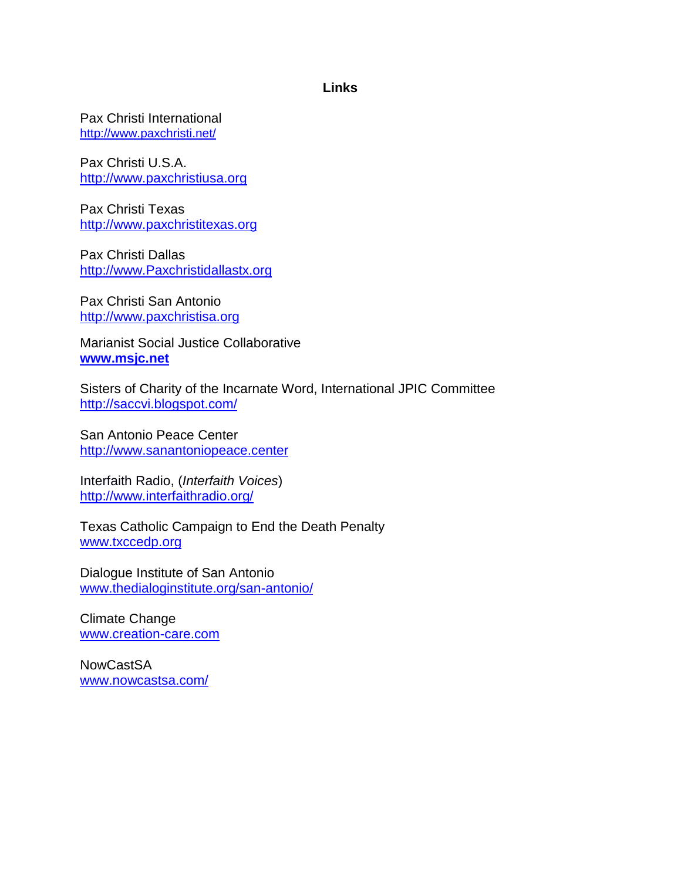# Links

Pax Christi International
http://www.paxchristi.net/

Pax Christi U.S.A.
http://www.paxchristiusa.org

Pax Christi Texas
http://www.paxchristitexas.org

Pax Christi Dallas
http://www.Paxchristidallastx.org

Pax Christi San Antonio
http://www.paxchristisa.org

Marianist Social Justice Collaborative
**www.msjc.net**

Sisters of Charity of the Incarnate Word, International JPIC Committee
http://saccvi.blogspot.com/

San Antonio Peace Center
http://www.sanantoniopeace.center

Interfaith Radio, (*Interfaith Voices*)
http://www.interfaithradio.org/

Texas Catholic Campaign to End the Death Penalty
www.txccedp.org

Dialogue Institute of San Antonio
www.thedialoginstitute.org/san-antonio/

Climate Change
www.creation-care.com

NowCastSA
www.nowcastsa.com/